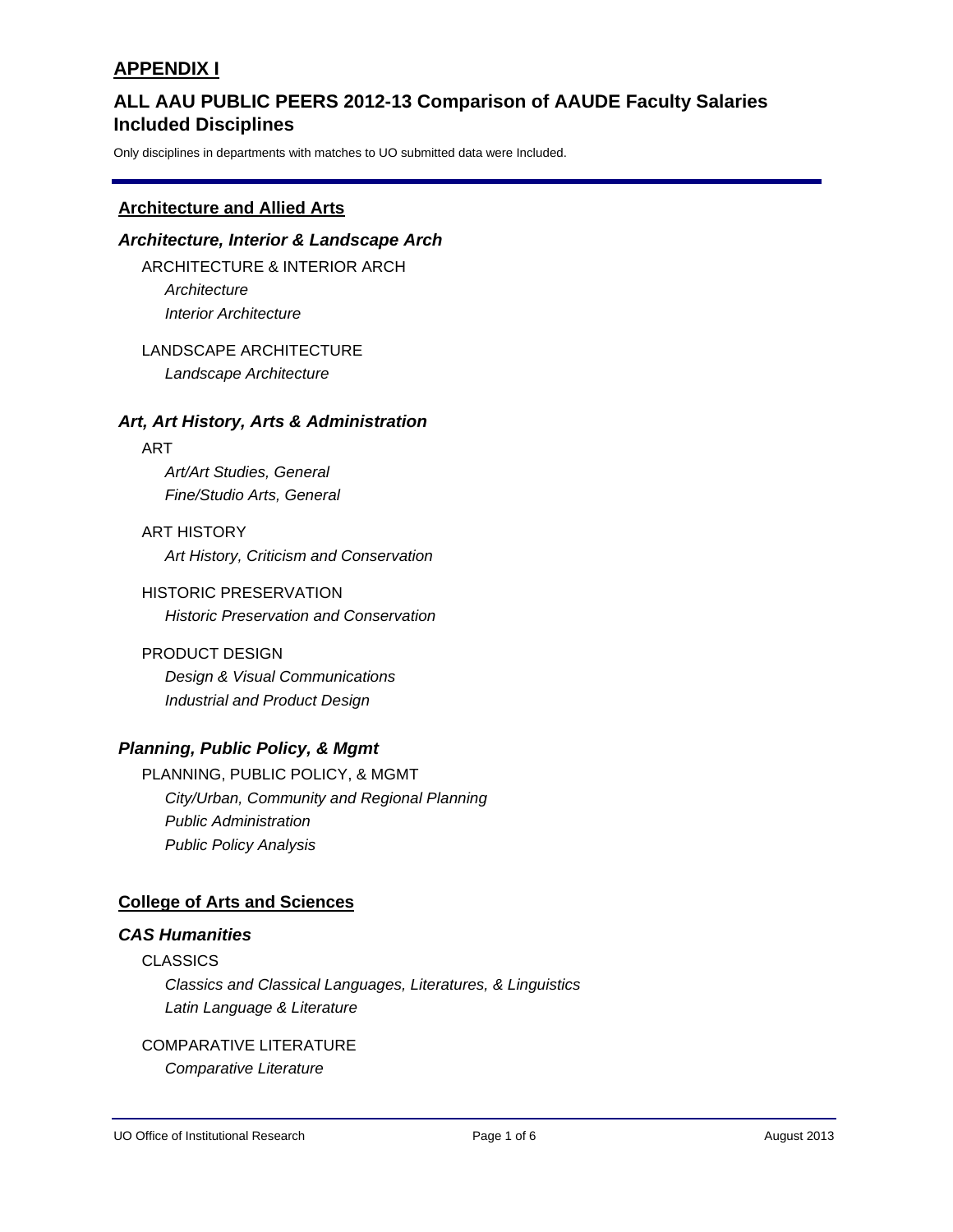# APPENDIX I

## ALL AAU PUBLIC PEERS 2012-13 Comparison of AAUDE Faculty Salaries Included Disciplines

Only disciplines in departments with matches to UO submitted data were Included.

---

### Architecture and Allied Arts

#### *Architecture, Interior & Landscape Arch*

ARCHITECTURE & INTERIOR ARCH

- *Architecture*
- *Interior Architecture*

LANDSCAPE ARCHITECTURE

- *Landscape Architecture*

#### *Art, Art History, Arts & Administration*

ART

- *Art/Art Studies, General*
- *Fine/Studio Arts, General*

ART HISTORY

- *Art History, Criticism and Conservation*

HISTORIC PRESERVATION

- *Historic Preservation and Conservation*

PRODUCT DESIGN

- *Design & Visual Communications*
- *Industrial and Product Design*

#### *Planning, Public Policy, & Mgmt*

PLANNING, PUBLIC POLICY, & MGMT

- *City/Urban, Community and Regional Planning*
- *Public Administration*
- *Public Policy Analysis*

### College of Arts and Sciences

#### *CAS Humanities*

CLASSICS

- *Classics and Classical Languages, Literatures, & Linguistics*
- *Latin Language & Literature*

COMPARATIVE LITERATURE

- *Comparative Literature*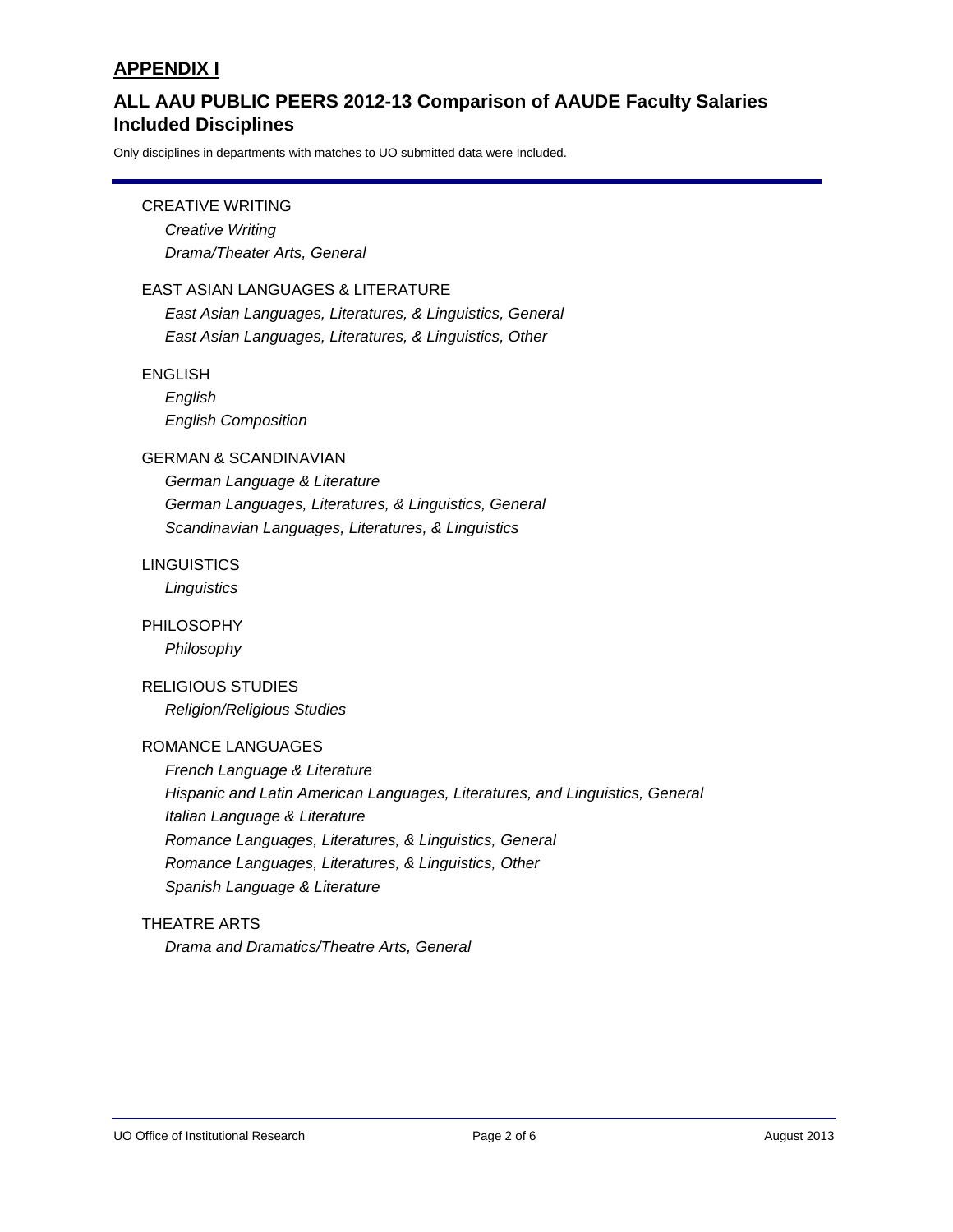## APPENDIX I

### ALL AAU PUBLIC PEERS 2012-13 Comparison of AAUDE Faculty Salaries Included Disciplines

Only disciplines in departments with matches to UO submitted data were Included.

CREATIVE WRITING
- *Creative Writing*
- *Drama/Theater Arts, General*

EAST ASIAN LANGUAGES & LITERATURE
- *East Asian Languages, Literatures, & Linguistics, General*
- *East Asian Languages, Literatures, & Linguistics, Other*

ENGLISH
- *English*
- *English Composition*

GERMAN & SCANDINAVIAN
- *German Language & Literature*
- *German Languages, Literatures, & Linguistics, General*
- *Scandinavian Languages, Literatures, & Linguistics*

LINGUISTICS
- *Linguistics*

PHILOSOPHY
- *Philosophy*

RELIGIOUS STUDIES
- *Religion/Religious Studies*

ROMANCE LANGUAGES
- *French Language & Literature*
- *Hispanic and Latin American Languages, Literatures, and Linguistics, General*
- *Italian Language & Literature*
- *Romance Languages, Literatures, & Linguistics, General*
- *Romance Languages, Literatures, & Linguistics, Other*
- *Spanish Language & Literature*

THEATRE ARTS
- *Drama and Dramatics/Theatre Arts, General*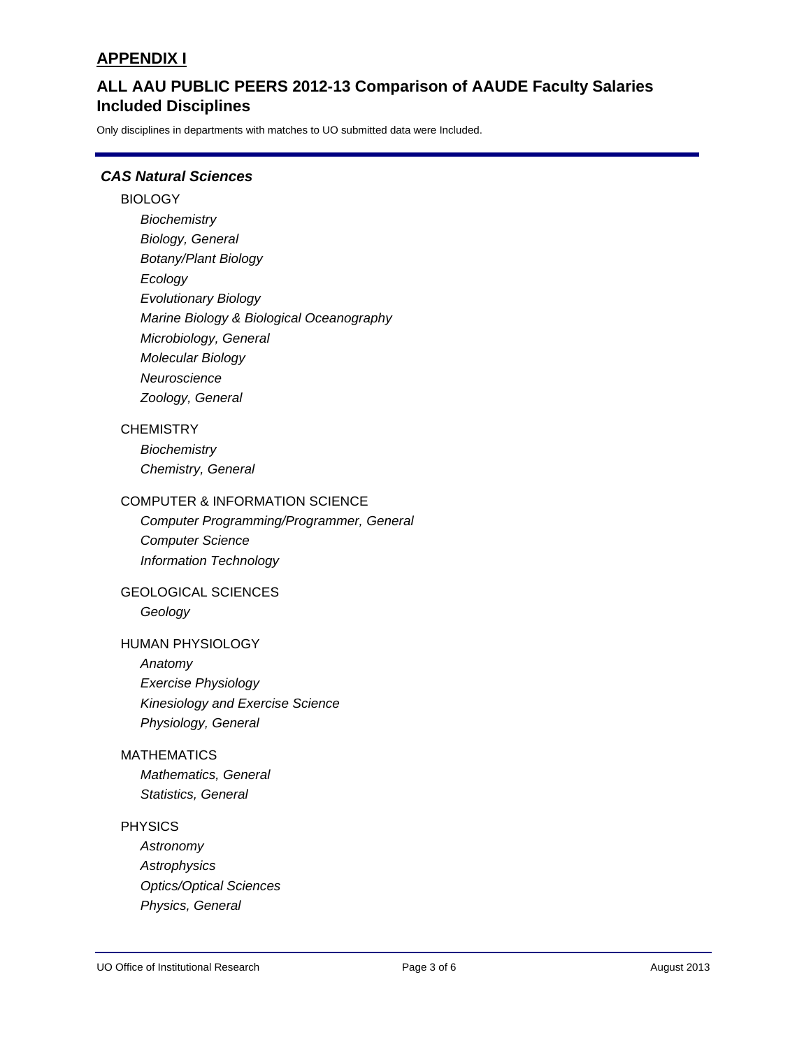## APPENDIX I

## ALL AAU PUBLIC PEERS 2012-13 Comparison of AAUDE Faculty Salaries Included Disciplines

Only disciplines in departments with matches to UO submitted data were Included.

### *CAS Natural Sciences*

BIOLOGY

- *Biochemistry*
- *Biology, General*
- *Botany/Plant Biology*
- *Ecology*
- *Evolutionary Biology*
- *Marine Biology & Biological Oceanography*
- *Microbiology, General*
- *Molecular Biology*
- *Neuroscience*
- *Zoology, General*

CHEMISTRY

- *Biochemistry*
- *Chemistry, General*

COMPUTER & INFORMATION SCIENCE

- *Computer Programming/Programmer, General*
- *Computer Science*
- *Information Technology*

GEOLOGICAL SCIENCES

- *Geology*

HUMAN PHYSIOLOGY

- *Anatomy*
- *Exercise Physiology*
- *Kinesiology and Exercise Science*
- *Physiology, General*

MATHEMATICS

- *Mathematics, General*
- *Statistics, General*

PHYSICS

- *Astronomy*
- *Astrophysics*
- *Optics/Optical Sciences*
- *Physics, General*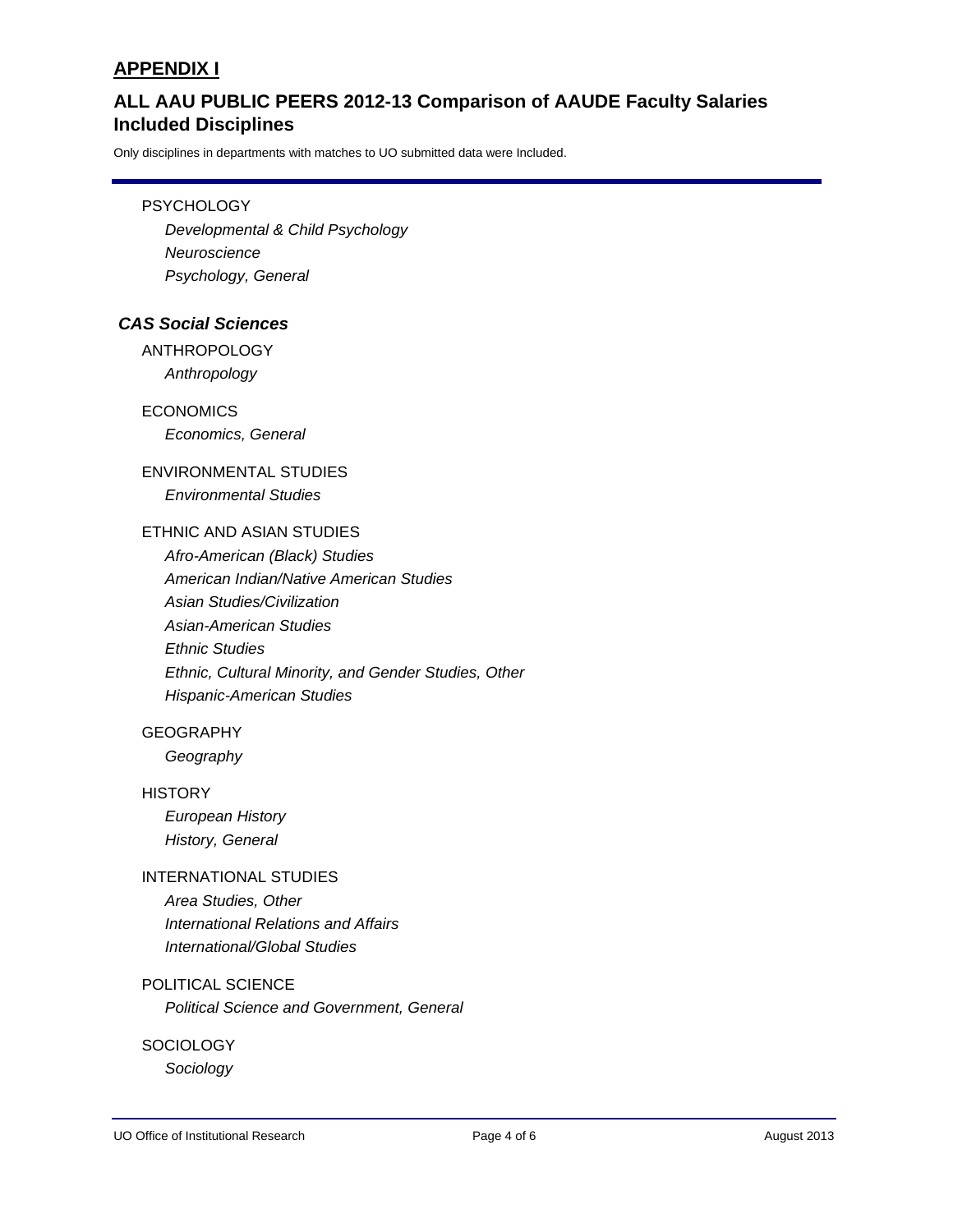## APPENDIX I

## ALL AAU PUBLIC PEERS 2012-13 Comparison of AAUDE Faculty Salaries Included Disciplines

Only disciplines in departments with matches to UO submitted data were Included.

PSYCHOLOGY

*Developmental & Child Psychology*
*Neuroscience*
*Psychology, General*

### *CAS Social Sciences*

ANTHROPOLOGY

*Anthropology*

ECONOMICS

*Economics, General*

ENVIRONMENTAL STUDIES

*Environmental Studies*

ETHNIC AND ASIAN STUDIES

*Afro-American (Black) Studies*
*American Indian/Native American Studies*
*Asian Studies/Civilization*
*Asian-American Studies*
*Ethnic Studies*
*Ethnic, Cultural Minority, and Gender Studies, Other*
*Hispanic-American Studies*

GEOGRAPHY

*Geography*

HISTORY

*European History*
*History, General*

INTERNATIONAL STUDIES

*Area Studies, Other*
*International Relations and Affairs*
*International/Global Studies*

POLITICAL SCIENCE

*Political Science and Government, General*

SOCIOLOGY

*Sociology*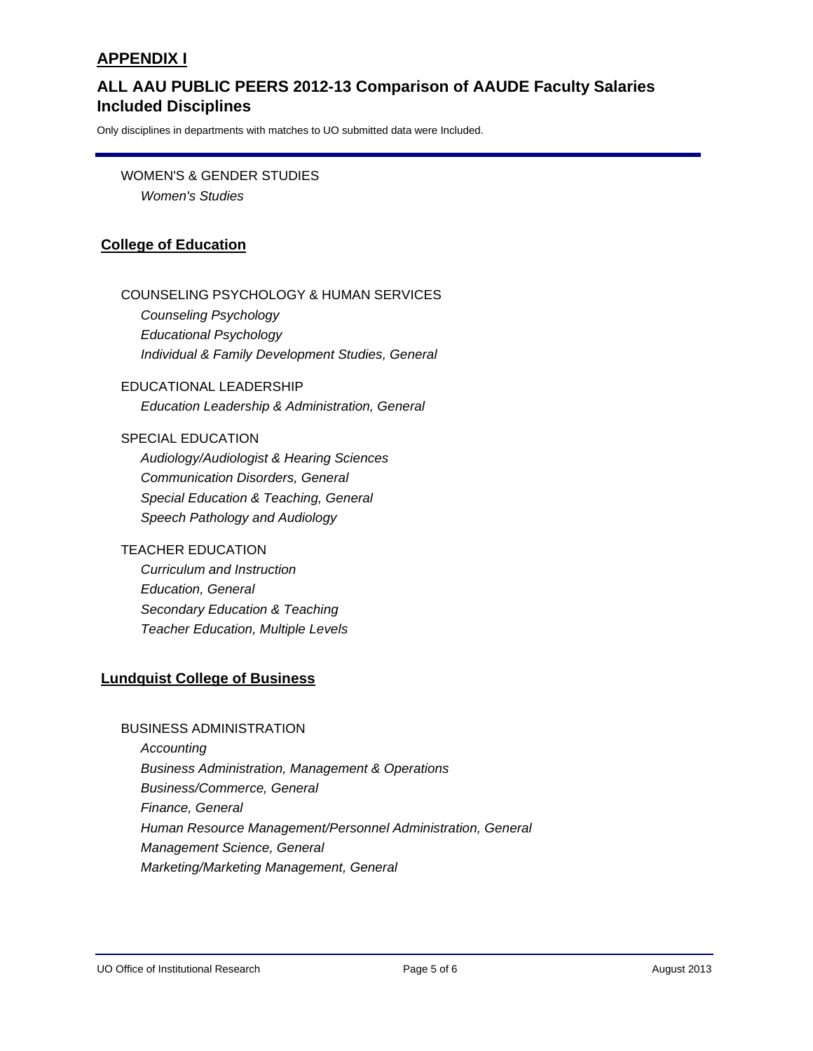## APPENDIX I

## ALL AAU PUBLIC PEERS 2012-13 Comparison of AAUDE Faculty Salaries Included Disciplines

Only disciplines in departments with matches to UO submitted data were Included.

WOMEN'S & GENDER STUDIES

*Women's Studies*

### College of Education

COUNSELING PSYCHOLOGY & HUMAN SERVICES

*Counseling Psychology*
*Educational Psychology*
*Individual & Family Development Studies, General*

EDUCATIONAL LEADERSHIP

*Education Leadership & Administration, General*

SPECIAL EDUCATION

*Audiology/Audiologist & Hearing Sciences*
*Communication Disorders, General*
*Special Education & Teaching, General*
*Speech Pathology and Audiology*

TEACHER EDUCATION

*Curriculum and Instruction*
*Education, General*
*Secondary Education & Teaching*
*Teacher Education, Multiple Levels*

### Lundquist College of Business

BUSINESS ADMINISTRATION

*Accounting*
*Business Administration, Management & Operations*
*Business/Commerce, General*
*Finance, General*
*Human Resource Management/Personnel Administration, General*
*Management Science, General*
*Marketing/Marketing Management, General*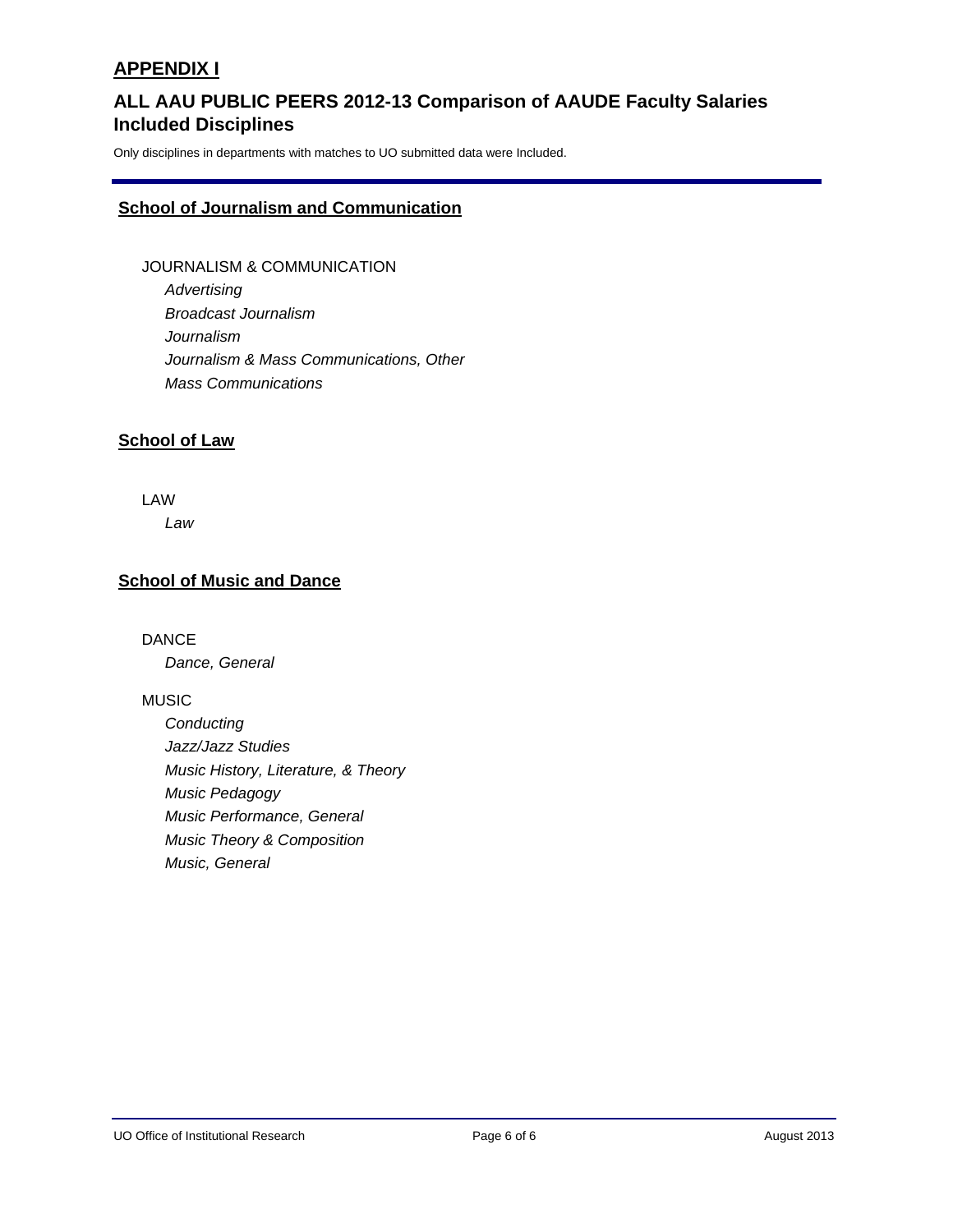## APPENDIX I

## ALL AAU PUBLIC PEERS 2012-13 Comparison of AAUDE Faculty Salaries Included Disciplines

Only disciplines in departments with matches to UO submitted data were Included.

### School of Journalism and Communication

JOURNALISM & COMMUNICATION

- *Advertising*
- *Broadcast Journalism*
- *Journalism*
- *Journalism & Mass Communications, Other*
- *Mass Communications*

### School of Law

LAW

- *Law*

### School of Music and Dance

DANCE

- *Dance, General*

MUSIC

- *Conducting*
- *Jazz/Jazz Studies*
- *Music History, Literature, & Theory*
- *Music Pedagogy*
- *Music Performance, General*
- *Music Theory & Composition*
- *Music, General*